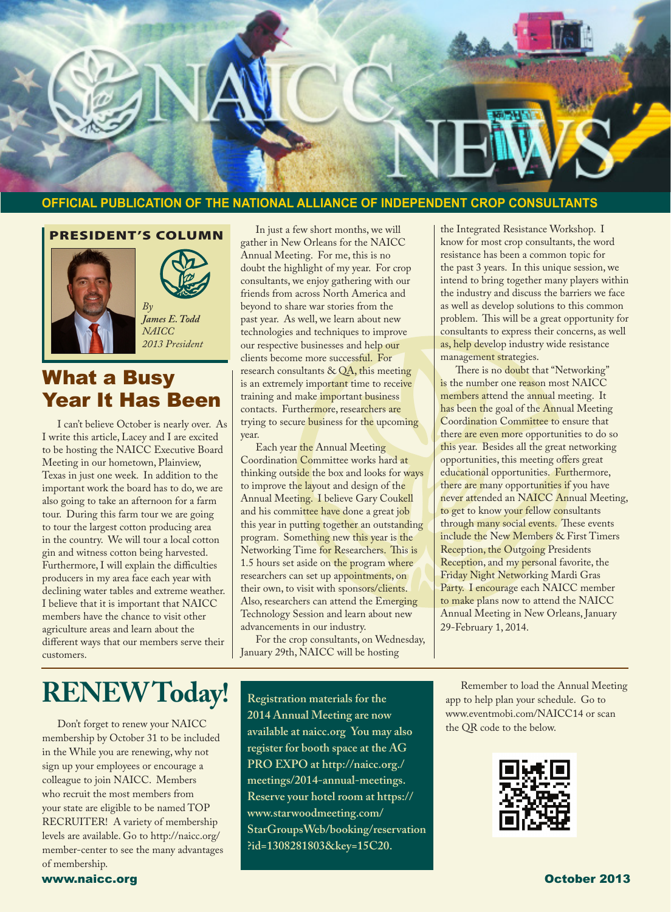# NAICC NEWS

**OFFICIAL PUBLICATION OF THE NATIONAL ALLIANCE OF INDEPENDENT CROP CONSULTANTS**

## PRESIDENT'S COLUMN

*By*
***James E. Todd***
*NAICC*
*2013 President*

## What a Busy Year It Has Been

I can't believe October is nearly over. As I write this article, Lacey and I are excited to be hosting the NAICC Executive Board Meeting in our hometown, Plainview, Texas in just one week. In addition to the important work the board has to do, we are also going to take an afternoon for a farm tour. During this farm tour we are going to tour the largest cotton producing area in the country. We will tour a local cotton gin and witness cotton being harvested. Furthermore, I will explain the difficulties producers in my area face each year with declining water tables and extreme weather. I believe that it is important that NAICC members have the chance to visit other agriculture areas and learn about the different ways that our members serve their customers.

In just a few short months, we will gather in New Orleans for the NAICC Annual Meeting. For me, this is no doubt the highlight of my year. For crop consultants, we enjoy gathering with our friends from across North America and beyond to share war stories from the past year. As well, we learn about new technologies and techniques to improve our respective businesses and help our clients become more successful. For research consultants & QA, this meeting is an extremely important time to receive training and make important business contacts. Furthermore, researchers are trying to secure business for the upcoming year.

Each year the Annual Meeting Coordination Committee works hard at thinking outside the box and looks for ways to improve the layout and design of the Annual Meeting. I believe Gary Coukell and his committee have done a great job this year in putting together an outstanding program. Something new this year is the Networking Time for Researchers. This is 1.5 hours set aside on the program where researchers can set up appointments, on their own, to visit with sponsors/clients. Also, researchers can attend the Emerging Technology Session and learn about new advancements in our industry.

For the crop consultants, on Wednesday, January 29th, NAICC will be hosting the Integrated Resistance Workshop. I know for most crop consultants, the word resistance has been a common topic for the past 3 years. In this unique session, we intend to bring together many players within the industry and discuss the barriers we face as well as develop solutions to this common problem. This will be a great opportunity for consultants to express their concerns, as well as, help develop industry wide resistance management strategies.

There is no doubt that "Networking" is the number one reason most NAICC members attend the annual meeting. It has been the goal of the Annual Meeting Coordination Committee to ensure that there are even more opportunities to do so this year. Besides all the great networking opportunities, this meeting offers great educational opportunities. Furthermore, there are many opportunities if you have never attended an NAICC Annual Meeting, to get to know your fellow consultants through many social events. These events include the New Members & First Timers Reception, the Outgoing Presidents Reception, and my personal favorite, the Friday Night Networking Mardi Gras Party. I encourage each NAICC member to make plans now to attend the NAICC Annual Meeting in New Orleans, January 29-February 1, 2014.

## RENEW Today!

Don't forget to renew your NAICC membership by October 31 to be included in the While you are renewing, why not sign up your employees or encourage a colleague to join NAICC. Members who recruit the most members from your state are eligible to be named TOP RECRUITER! A variety of membership levels are available. Go to http://naicc.org/member-center to see the many advantages of membership.

**Registration materials for the 2014 Annual Meeting are now available at naicc.org You may also register for booth space at the AG PRO EXPO at http://naicc.org/meetings/2014-annual-meetings. Reserve your hotel room at https://www.starwoodmeeting.com/StarGroupsWeb/booking/reservation?id=1308281803&key=15C20.**

Remember to load the Annual Meeting app to help plan your schedule. Go to www.eventmobi.com/NAICC14 or scan the QR code to the below.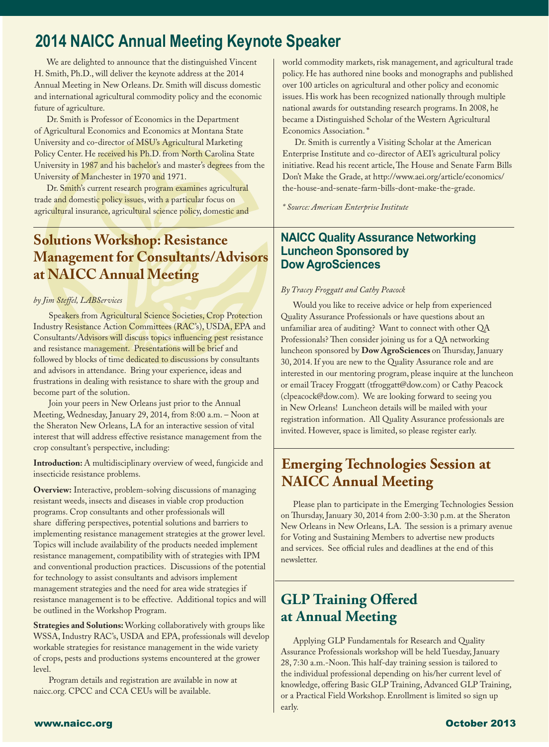# 2014 NAICC Annual Meeting Keynote Speaker

We are delighted to announce that the distinguished Vincent H. Smith, Ph.D., will deliver the keynote address at the 2014 Annual Meeting in New Orleans. Dr. Smith will discuss domestic and international agricultural commodity policy and the economic future of agriculture.

Dr. Smith is Professor of Economics in the Department of Agricultural Economics and Economics at Montana State University and co-director of MSU's Agricultural Marketing Policy Center. He received his Ph.D. from North Carolina State University in 1987 and his bachelor's and master's degrees from the University of Manchester in 1970 and 1971.

Dr. Smith's current research program examines agricultural trade and domestic policy issues, with a particular focus on agricultural insurance, agricultural science policy, domestic and world commodity markets, risk management, and agricultural trade policy. He has authored nine books and monographs and published over 100 articles on agricultural and other policy and economic issues. His work has been recognized nationally through multiple national awards for outstanding research programs. In 2008, he became a Distinguished Scholar of the Western Agricultural Economics Association. *

Dr. Smith is currently a Visiting Scholar at the American Enterprise Institute and co-director of AEI's agricultural policy initiative. Read his recent article, The House and Senate Farm Bills Don't Make the Grade, at http://www.aei.org/article/economics/the-house-and-senate-farm-bills-dont-make-the-grade.

*\* Source: American Enterprise Institute*

## Solutions Workshop: Resistance Management for Consultants/Advisors at NAICC Annual Meeting

*by Jim Steffel, LABServices*

Speakers from Agricultural Science Societies, Crop Protection Industry Resistance Action Committees (RAC's), USDA, EPA and Consultants/Advisors will discuss topics influencing pest resistance and resistance management. Presentations will be brief and followed by blocks of time dedicated to discussions by consultants and advisors in attendance. Bring your experience, ideas and frustrations in dealing with resistance to share with the group and become part of the solution.

Join your peers in New Orleans just prior to the Annual Meeting, Wednesday, January 29, 2014, from 8:00 a.m. – Noon at the Sheraton New Orleans, LA for an interactive session of vital interest that will address effective resistance management from the crop consultant's perspective, including:

**Introduction:** A multidisciplinary overview of weed, fungicide and insecticide resistance problems.

**Overview:** Interactive, problem-solving discussions of managing resistant weeds, insects and diseases in viable crop production programs. Crop consultants and other professionals will share differing perspectives, potential solutions and barriers to implementing resistance management strategies at the grower level. Topics will include availability of the products needed implement resistance management, compatibility with of strategies with IPM and conventional production practices. Discussions of the potential for technology to assist consultants and advisors implement management strategies and the need for area wide strategies if resistance management is to be effective. Additional topics and will be outlined in the Workshop Program.

**Strategies and Solutions:** Working collaboratively with groups like WSSA, Industry RAC's, USDA and EPA, professionals will develop workable strategies for resistance management in the wide variety of crops, pests and productions systems encountered at the grower level.

Program details and registration are available in now at naicc.org. CPCC and CCA CEUs will be available.

## NAICC Quality Assurance Networking Luncheon Sponsored by Dow AgroSciences

*By Tracey Froggatt and Cathy Peacock*

Would you like to receive advice or help from experienced Quality Assurance Professionals or have questions about an unfamiliar area of auditing? Want to connect with other QA Professionals? Then consider joining us for a QA networking luncheon sponsored by **Dow AgroSciences** on Thursday, January 30, 2014. If you are new to the Quality Assurance role and are interested in our mentoring program, please inquire at the luncheon or email Tracey Froggatt (tfroggatt@dow.com) or Cathy Peacock (clpeacock@dow.com). We are looking forward to seeing you in New Orleans! Luncheon details will be mailed with your registration information. All Quality Assurance professionals are invited. However, space is limited, so please register early.

## Emerging Technologies Session at NAICC Annual Meeting

Please plan to participate in the Emerging Technologies Session on Thursday, January 30, 2014 from 2:00-3:30 p.m. at the Sheraton New Orleans in New Orleans, LA. The session is a primary avenue for Voting and Sustaining Members to advertise new products and services. See official rules and deadlines at the end of this newsletter.

## GLP Training Offered at Annual Meeting

Applying GLP Fundamentals for Research and Quality Assurance Professionals workshop will be held Tuesday, January 28, 7:30 a.m.-Noon. This half-day training session is tailored to the individual professional depending on his/her current level of knowledge, offering Basic GLP Training, Advanced GLP Training, or a Practical Field Workshop. Enrollment is limited so sign up early.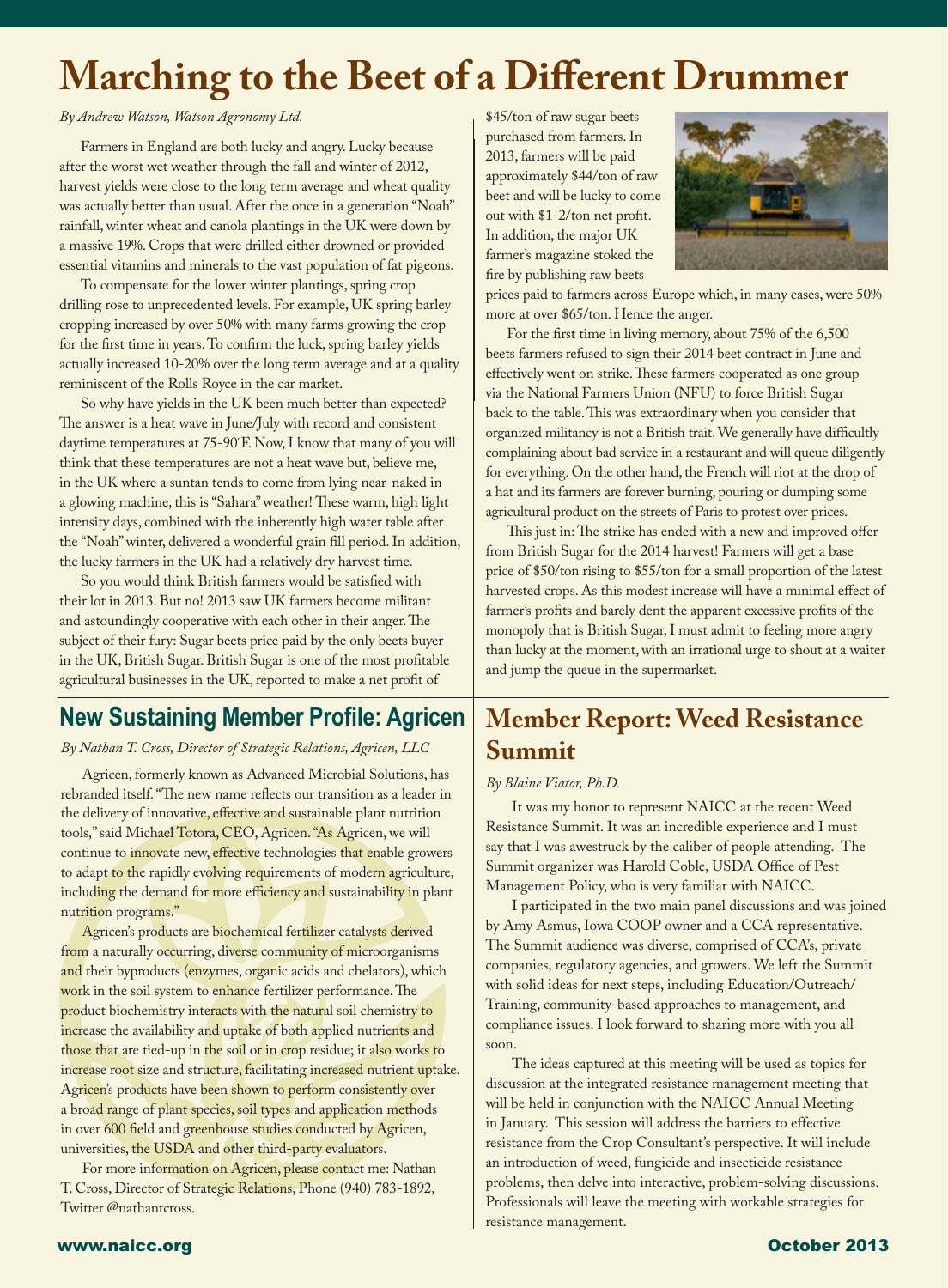# Marching to the Beet of a Different Drummer

*By Andrew Watson, Watson Agronomy Ltd.*

Farmers in England are both lucky and angry. Lucky because after the worst wet weather through the fall and winter of 2012, harvest yields were close to the long term average and wheat quality was actually better than usual. After the once in a generation "Noah" rainfall, winter wheat and canola plantings in the UK were down by a massive 19%. Crops that were drilled either drowned or provided essential vitamins and minerals to the vast population of fat pigeons.

To compensate for the lower winter plantings, spring crop drilling rose to unprecedented levels. For example, UK spring barley cropping increased by over 50% with many farms growing the crop for the first time in years. To confirm the luck, spring barley yields actually increased 10-20% over the long term average and at a quality reminiscent of the Rolls Royce in the car market.

So why have yields in the UK been much better than expected? The answer is a heat wave in June/July with record and consistent daytime temperatures at 75-90˚F. Now, I know that many of you will think that these temperatures are not a heat wave but, believe me, in the UK where a suntan tends to come from lying near-naked in a glowing machine, this is "Sahara" weather! These warm, high light intensity days, combined with the inherently high water table after the "Noah" winter, delivered a wonderful grain fill period. In addition, the lucky farmers in the UK had a relatively dry harvest time.

So you would think British farmers would be satisfied with their lot in 2013. But no! 2013 saw UK farmers become militant and astoundingly cooperative with each other in their anger. The subject of their fury: Sugar beets price paid by the only beets buyer in the UK, British Sugar. British Sugar is one of the most profitable agricultural businesses in the UK, reported to make a net profit of $45/ton of raw sugar beets purchased from farmers. In 2013, farmers will be paid approximately $44/ton of raw beet and will be lucky to come out with $1-2/ton net profit. In addition, the major UK farmer's magazine stoked the fire by publishing raw beets prices paid to farmers across Europe which, in many cases, were 50% more at over $65/ton. Hence the anger.

For the first time in living memory, about 75% of the 6,500 beets farmers refused to sign their 2014 beet contract in June and effectively went on strike. These farmers cooperated as one group via the National Farmers Union (NFU) to force British Sugar back to the table. This was extraordinary when you consider that organized militancy is not a British trait. We generally have difficultly complaining about bad service in a restaurant and will queue diligently for everything. On the other hand, the French will riot at the drop of a hat and its farmers are forever burning, pouring or dumping some agricultural product on the streets of Paris to protest over prices.

This just in: The strike has ended with a new and improved offer from British Sugar for the 2014 harvest! Farmers will get a base price of $50/ton rising to $55/ton for a small proportion of the latest harvested crops. As this modest increase will have a minimal effect of farmer's profits and barely dent the apparent excessive profits of the monopoly that is British Sugar, I must admit to feeling more angry than lucky at the moment, with an irrational urge to shout at a waiter and jump the queue in the supermarket.

## New Sustaining Member Profile: Agricen

*By Nathan T. Cross, Director of Strategic Relations, Agricen, LLC*

Agricen, formerly known as Advanced Microbial Solutions, has rebranded itself. "The new name reflects our transition as a leader in the delivery of innovative, effective and sustainable plant nutrition tools," said Michael Totora, CEO, Agricen. "As Agricen, we will continue to innovate new, effective technologies that enable growers to adapt to the rapidly evolving requirements of modern agriculture, including the demand for more efficiency and sustainability in plant nutrition programs."

Agricen's products are biochemical fertilizer catalysts derived from a naturally occurring, diverse community of microorganisms and their byproducts (enzymes, organic acids and chelators), which work in the soil system to enhance fertilizer performance. The product biochemistry interacts with the natural soil chemistry to increase the availability and uptake of both applied nutrients and those that are tied-up in the soil or in crop residue; it also works to increase root size and structure, facilitating increased nutrient uptake. Agricen's products have been shown to perform consistently over a broad range of plant species, soil types and application methods in over 600 field and greenhouse studies conducted by Agricen, universities, the USDA and other third-party evaluators.

For more information on Agricen, please contact me: Nathan T. Cross, Director of Strategic Relations, Phone (940) 783-1892, Twitter @nathantcross.

## Member Report: Weed Resistance Summit

*By Blaine Viator, Ph.D.*

It was my honor to represent NAICC at the recent Weed Resistance Summit. It was an incredible experience and I must say that I was awestruck by the caliber of people attending. The Summit organizer was Harold Coble, USDA Office of Pest Management Policy, who is very familiar with NAICC.

I participated in the two main panel discussions and was joined by Amy Asmus, Iowa COOP owner and a CCA representative. The Summit audience was diverse, comprised of CCA's, private companies, regulatory agencies, and growers. We left the Summit with solid ideas for next steps, including Education/Outreach/Training, community-based approaches to management, and compliance issues. I look forward to sharing more with you all soon.

The ideas captured at this meeting will be used as topics for discussion at the integrated resistance management meeting that will be held in conjunction with the NAICC Annual Meeting in January. This session will address the barriers to effective resistance from the Crop Consultant's perspective. It will include an introduction of weed, fungicide and insecticide resistance problems, then delve into interactive, problem-solving discussions. Professionals will leave the meeting with workable strategies for resistance management.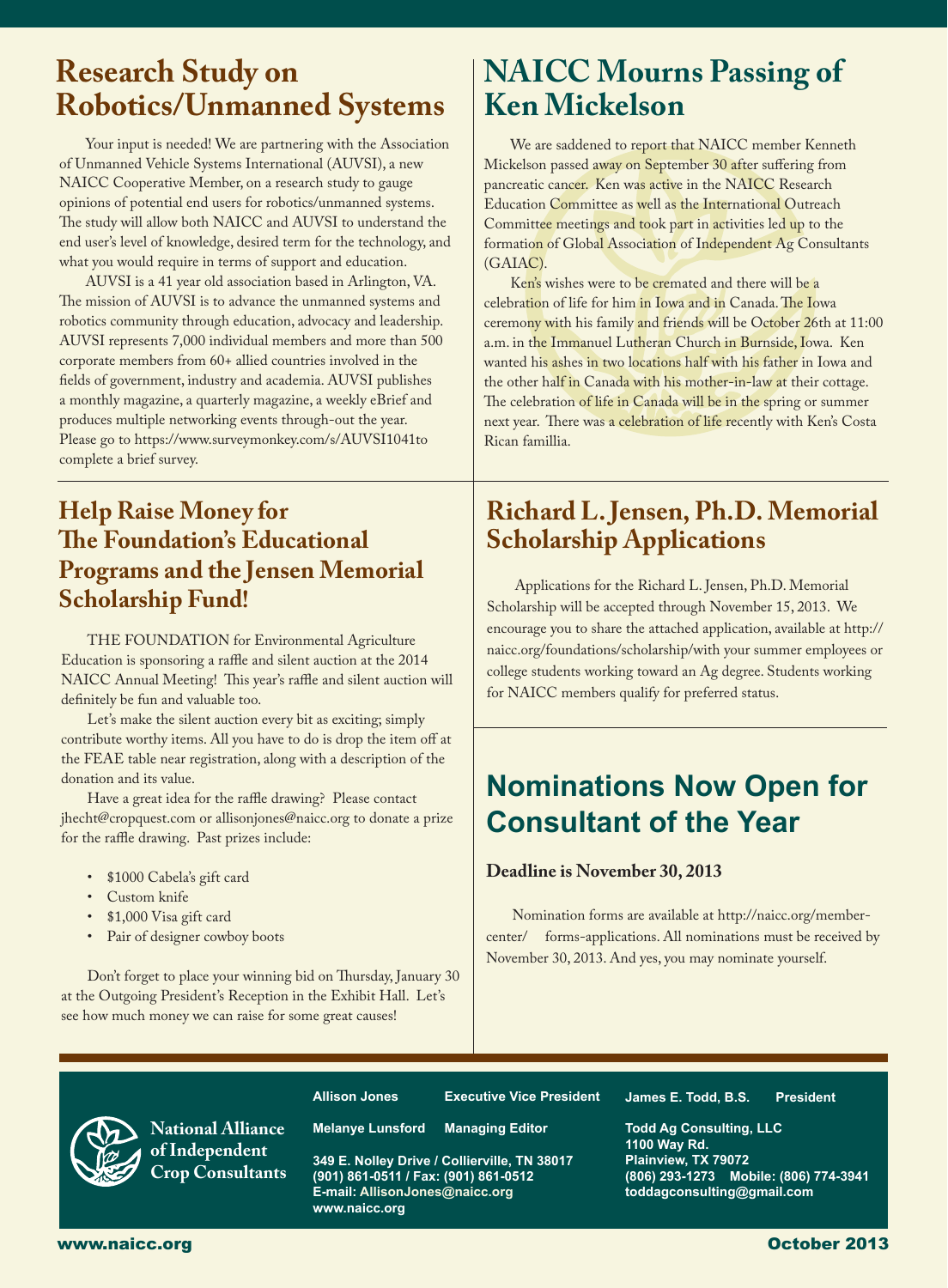## Research Study on Robotics/Unmanned Systems

Your input is needed! We are partnering with the Association of Unmanned Vehicle Systems International (AUVSI), a new NAICC Cooperative Member, on a research study to gauge opinions of potential end users for robotics/unmanned systems. The study will allow both NAICC and AUVSI to understand the end user's level of knowledge, desired term for the technology, and what you would require in terms of support and education.

AUVSI is a 41 year old association based in Arlington, VA. The mission of AUVSI is to advance the unmanned systems and robotics community through education, advocacy and leadership. AUVSI represents 7,000 individual members and more than 500 corporate members from 60+ allied countries involved in the fields of government, industry and academia. AUVSI publishes a monthly magazine, a quarterly magazine, a weekly eBrief and produces multiple networking events through-out the year. Please go to https://www.surveymonkey.com/s/AUVSI1041to complete a brief survey.

## Help Raise Money for The Foundation's Educational Programs and the Jensen Memorial Scholarship Fund!

THE FOUNDATION for Environmental Agriculture Education is sponsoring a raffle and silent auction at the 2014 NAICC Annual Meeting! This year's raffle and silent auction will definitely be fun and valuable too.

Let's make the silent auction every bit as exciting; simply contribute worthy items. All you have to do is drop the item off at the FEAE table near registration, along with a description of the donation and its value.

Have a great idea for the raffle drawing? Please contact jhecht@cropquest.com or allisonjones@naicc.org to donate a prize for the raffle drawing. Past prizes include:

- $1000 Cabela's gift card
- Custom knife
- $1,000 Visa gift card
- Pair of designer cowboy boots

Don't forget to place your winning bid on Thursday, January 30 at the Outgoing President's Reception in the Exhibit Hall. Let's see how much money we can raise for some great causes!

## NAICC Mourns Passing of Ken Mickelson

We are saddened to report that NAICC member Kenneth Mickelson passed away on September 30 after suffering from pancreatic cancer. Ken was active in the NAICC Research Education Committee as well as the International Outreach Committee meetings and took part in activities led up to the formation of Global Association of Independent Ag Consultants (GAIAC).

Ken's wishes were to be cremated and there will be a celebration of life for him in Iowa and in Canada. The Iowa ceremony with his family and friends will be October 26th at 11:00 a.m. in the Immanuel Lutheran Church in Burnside, Iowa. Ken wanted his ashes in two locations half with his father in Iowa and the other half in Canada with his mother-in-law at their cottage. The celebration of life in Canada will be in the spring or summer next year. There was a celebration of life recently with Ken's Costa Rican famillia.

## Richard L. Jensen, Ph.D. Memorial Scholarship Applications

Applications for the Richard L. Jensen, Ph.D. Memorial Scholarship will be accepted through November 15, 2013. We encourage you to share the attached application, available at http://naicc.org/foundations/scholarship/with your summer employees or college students working toward an Ag degree. Students working for NAICC members qualify for preferred status.

## Nominations Now Open for Consultant of the Year

**Deadline is November 30, 2013**

Nomination forms are available at http://naicc.org/member-center/ forms-applications. All nominations must be received by November 30, 2013. And yes, you may nominate yourself.

**National Alliance of Independent Crop Consultants**

**Allison Jones** Executive Vice President
**Melanye Lunsford** Managing Editor
349 E. Nolley Drive / Collierville, TN 38017
(901) 861-0511 / Fax: (901) 861-0512
E-mail: AllisonJones@naicc.org
www.naicc.org

**James E. Todd, B.S.** President
Todd Ag Consulting, LLC
1100 Way Rd.
Plainview, TX 79072
(806) 293-1273 Mobile: (806) 774-3941
toddagconsulting@gmail.com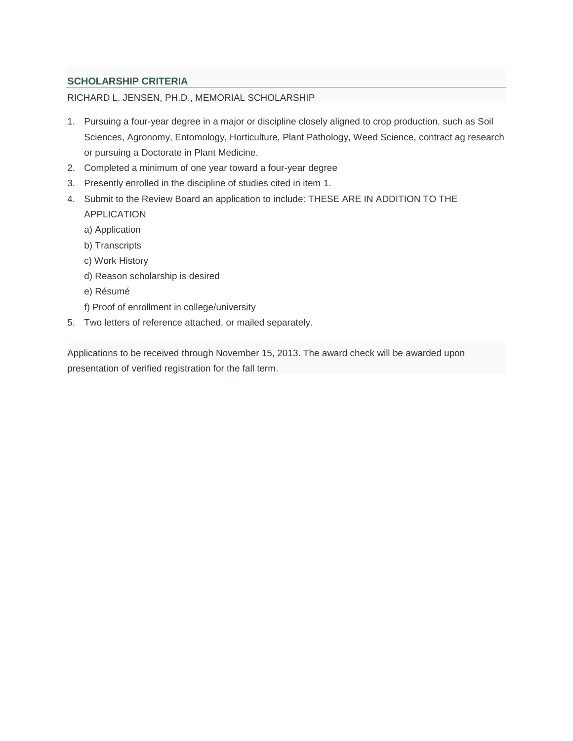## SCHOLARSHIP CRITERIA

RICHARD L. JENSEN, PH.D., MEMORIAL SCHOLARSHIP

1. Pursuing a four-year degree in a major or discipline closely aligned to crop production, such as Soil Sciences, Agronomy, Entomology, Horticulture, Plant Pathology, Weed Science, contract ag research or pursuing a Doctorate in Plant Medicine.
2. Completed a minimum of one year toward a four-year degree
3. Presently enrolled in the discipline of studies cited in item 1.
4. Submit to the Review Board an application to include: THESE ARE IN ADDITION TO THE APPLICATION
   - a) Application
   - b) Transcripts
   - c) Work History
   - d) Reason scholarship is desired
   - e) Résumé
   - f) Proof of enrollment in college/university
5. Two letters of reference attached, or mailed separately.

Applications to be received through November 15, 2013. The award check will be awarded upon presentation of verified registration for the fall term.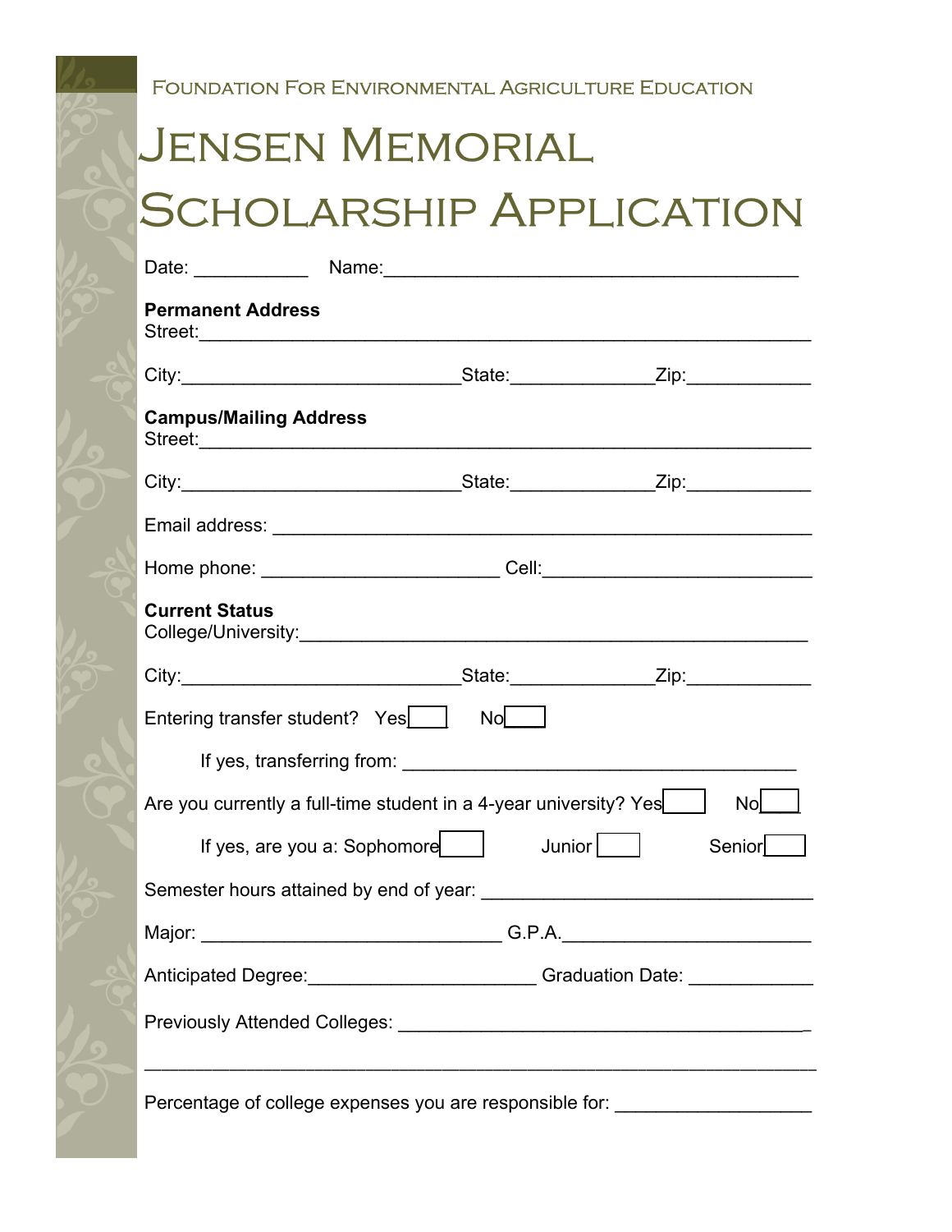Foundation For Environmental Agriculture Education

# Jensen Memorial Scholarship Application

Date: ___________ Name:________________________________________

**Permanent Address**
Street:___________________________________________________________

City:___________________________State:_____________Zip:____________

**Campus/Mailing Address**
Street:___________________________________________________________

City:___________________________State:_____________Zip:____________

Email address: ____________________________________________________

Home phone: ______________________ Cell:_________________________

**Current Status**
College/University:__________________________________________________

City:___________________________State:_____________Zip:____________

Entering transfer student? Yes☐ No☐

If yes, transferring from: ______________________________________

Are you currently a full-time student in a 4-year university? Yes☐ No☐

If yes, are you a: Sophomore☐ Junior☐ Senior☐

Semester hours attained by end of year: ______________________________

Major: ____________________________ G.P.A.________________________

Anticipated Degree:______________________ Graduation Date: ____________

Previously Attended Colleges: ______________________________________

_________________________________________________________________

Percentage of college expenses you are responsible for: __________________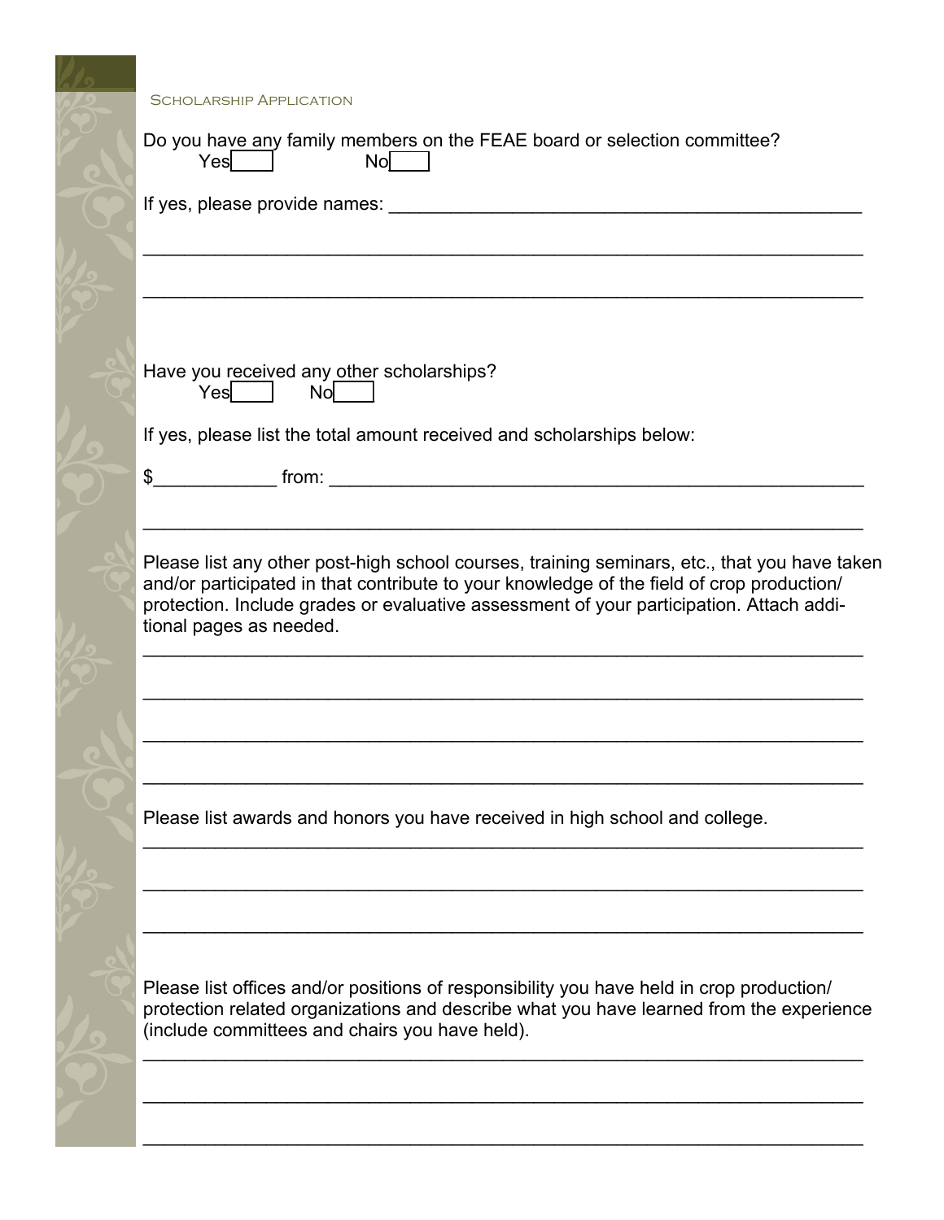Scholarship Application

Do you have any family members on the FEAE board or selection committee?

Yes ☐ No ☐

If yes, please provide names: ______________________________________________

______________________________________________________________________

______________________________________________________________________

Have you received any other scholarships?

Yes ☐ No ☐

If yes, please list the total amount received and scholarships below:

$____________ from: ____________________________________________________

______________________________________________________________________

Please list any other post-high school courses, training seminars, etc., that you have taken and/or participated in that contribute to your knowledge of the field of crop production/protection. Include grades or evaluative assessment of your participation. Attach additional pages as needed.

______________________________________________________________________

______________________________________________________________________

______________________________________________________________________

______________________________________________________________________

Please list awards and honors you have received in high school and college.

______________________________________________________________________

______________________________________________________________________

______________________________________________________________________

Please list offices and/or positions of responsibility you have held in crop production/protection related organizations and describe what you have learned from the experience (include committees and chairs you have held).

______________________________________________________________________

______________________________________________________________________

______________________________________________________________________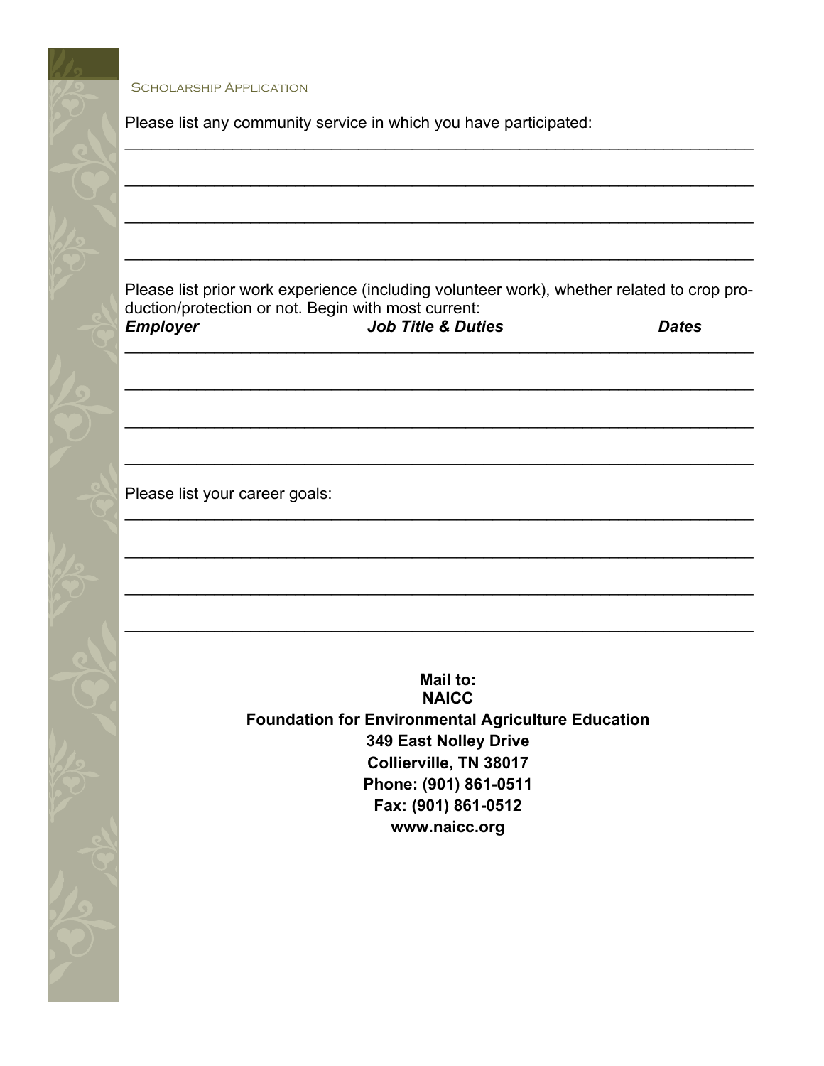Please list any community service in which you have participated:

______________________________________________________________________

______________________________________________________________________

______________________________________________________________________

______________________________________________________________________

Please list prior work experience (including volunteer work), whether related to crop production/protection or not. Begin with most current:

***Employer*** ***Job Title & Duties*** ***Dates***

______________________________________________________________________

______________________________________________________________________

______________________________________________________________________

______________________________________________________________________

Please list your career goals:

______________________________________________________________________

______________________________________________________________________

______________________________________________________________________

______________________________________________________________________

**Mail to:**
**NAICC**
**Foundation for Environmental Agriculture Education**
**349 East Nolley Drive**
**Collierville, TN 38017**
**Phone: (901) 861-0511**
**Fax: (901) 861-0512**
**www.naicc.org**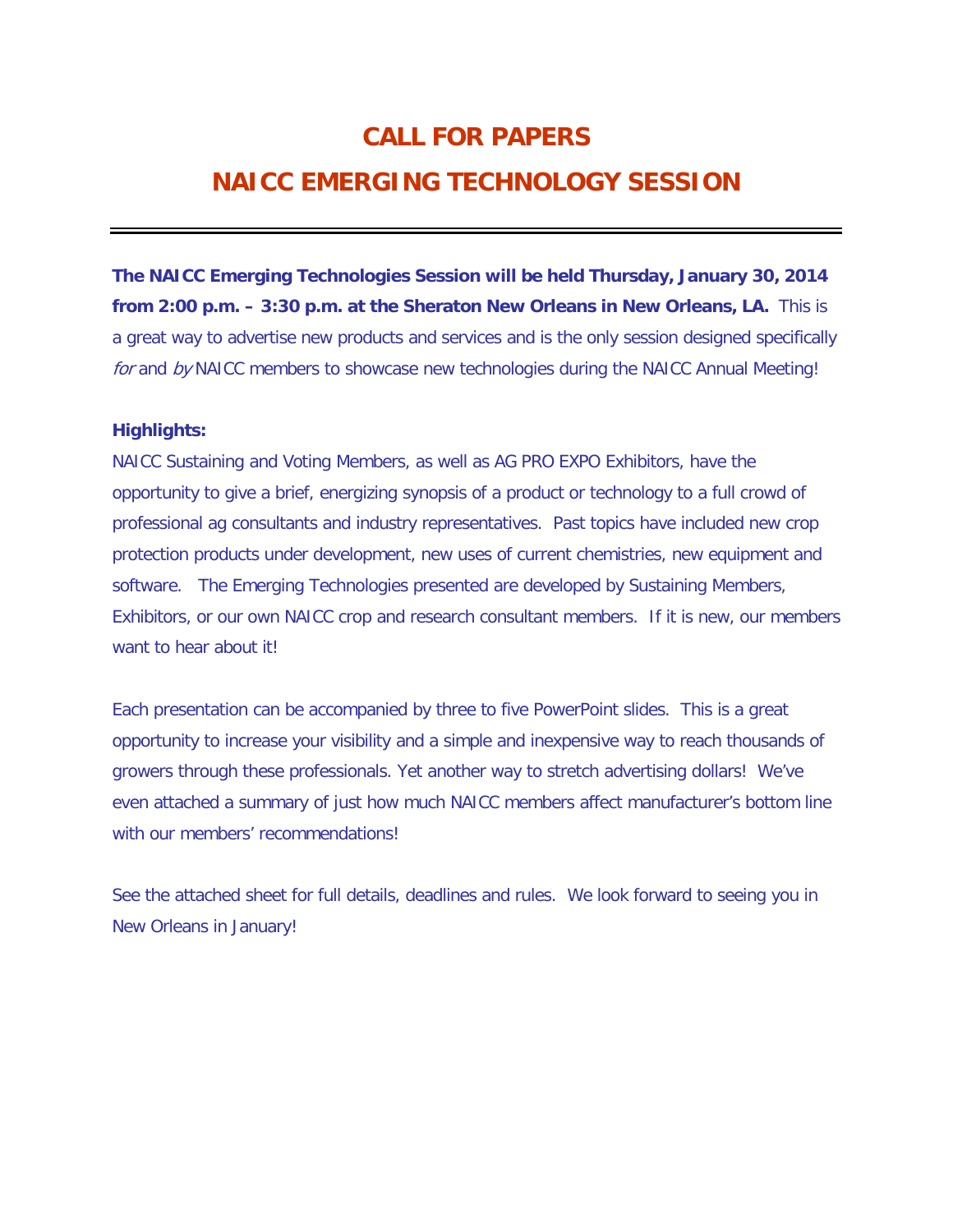# CALL FOR PAPERS

# NAICC EMERGING TECHNOLOGY SESSION

---

**The NAICC Emerging Technologies Session will be held Thursday, January 30, 2014 from 2:00 p.m. – 3:30 p.m. at the Sheraton New Orleans in New Orleans, LA.** This is a great way to advertise new products and services and is the only session designed specifically *for* and *by* NAICC members to showcase new technologies during the NAICC Annual Meeting!

**Highlights:**

NAICC Sustaining and Voting Members, as well as AG PRO EXPO Exhibitors, have the opportunity to give a brief, energizing synopsis of a product or technology to a full crowd of professional ag consultants and industry representatives. Past topics have included new crop protection products under development, new uses of current chemistries, new equipment and software. The Emerging Technologies presented are developed by Sustaining Members, Exhibitors, or our own NAICC crop and research consultant members. If it is new, our members want to hear about it!

Each presentation can be accompanied by three to five PowerPoint slides. This is a great opportunity to increase your visibility and a simple and inexpensive way to reach thousands of growers through these professionals. Yet another way to stretch advertising dollars! We've even attached a summary of just how much NAICC members affect manufacturer's bottom line with our members' recommendations!

See the attached sheet for full details, deadlines and rules. We look forward to seeing you in New Orleans in January!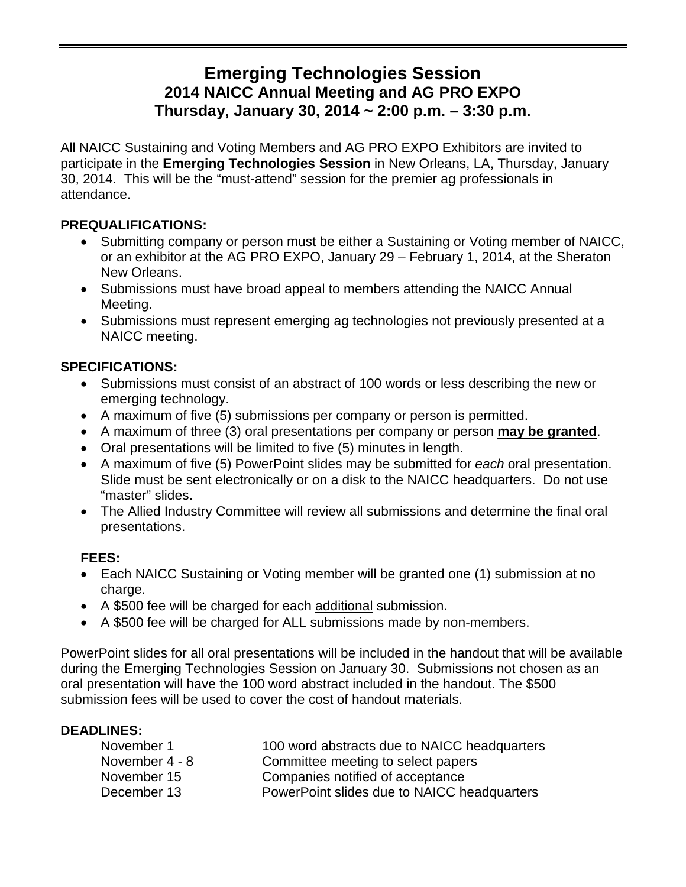# Emerging Technologies Session

## 2014 NAICC Annual Meeting and AG PRO EXPO

## Thursday, January 30, 2014 ~ 2:00 p.m. – 3:30 p.m.

All NAICC Sustaining and Voting Members and AG PRO EXPO Exhibitors are invited to participate in the **Emerging Technologies Session** in New Orleans, LA, Thursday, January 30, 2014. This will be the "must-attend" session for the premier ag professionals in attendance.

**PREQUALIFICATIONS:**

- Submitting company or person must be <u>either</u> a Sustaining or Voting member of NAICC, or an exhibitor at the AG PRO EXPO, January 29 – February 1, 2014, at the Sheraton New Orleans.
- Submissions must have broad appeal to members attending the NAICC Annual Meeting.
- Submissions must represent emerging ag technologies not previously presented at a NAICC meeting.

**SPECIFICATIONS:**

- Submissions must consist of an abstract of 100 words or less describing the new or emerging technology.
- A maximum of five (5) submissions per company or person is permitted.
- A maximum of three (3) oral presentations per company or person **<u>may be granted</u>**.
- Oral presentations will be limited to five (5) minutes in length.
- A maximum of five (5) PowerPoint slides may be submitted for *each* oral presentation. Slide must be sent electronically or on a disk to the NAICC headquarters. Do not use "master" slides.
- The Allied Industry Committee will review all submissions and determine the final oral presentations.

**FEES:**

- Each NAICC Sustaining or Voting member will be granted one (1) submission at no charge.
- A $500 fee will be charged for each <u>additional</u> submission.
- A $500 fee will be charged for ALL submissions made by non-members.

PowerPoint slides for all oral presentations will be included in the handout that will be available during the Emerging Technologies Session on January 30. Submissions not chosen as an oral presentation will have the 100 word abstract included in the handout. The $500 submission fees will be used to cover the cost of handout materials.

**DEADLINES:**

| | |
|---|---|
| November 1 | 100 word abstracts due to NAICC headquarters |
| November 4 - 8 | Committee meeting to select papers |
| November 15 | Companies notified of acceptance |
| December 13 | PowerPoint slides due to NAICC headquarters |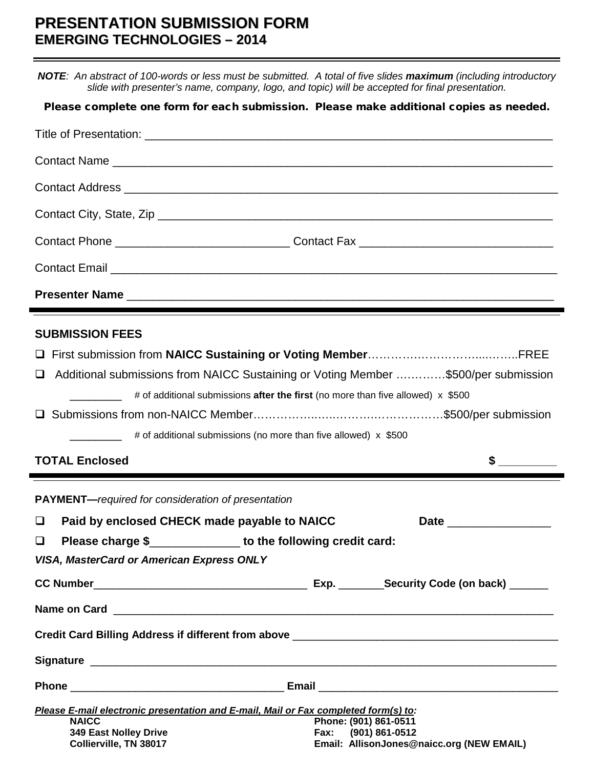# PRESENTATION SUBMISSION FORM
## EMERGING TECHNOLOGIES – 2014

***NOTE**: An abstract of 100-words or less must be submitted. A total of five slides **maximum** (including introductory slide with presenter's name, company, logo, and topic) will be accepted for final presentation.*

**Please complete one form for each submission. Please make additional copies as needed.**

Title of Presentation: ____________________________________________________________

Contact Name ____________________________________________________________

Contact Address ____________________________________________________________

Contact City, State, Zip ____________________________________________________________

Contact Phone __________________________ Contact Fax ______________________________

Contact Email ____________________________________________________________

**Presenter Name** ____________________________________________________________

---

### SUBMISSION FEES

- ☐ First submission from **NAICC Sustaining or Voting Member**……………………………..FREE
- ☐ Additional submissions from NAICC Sustaining or Voting Member ………….$500/per submission

  ________ # of additional submissions **after the first** (no more than five allowed) x $500

- ☐ Submissions from non-NAICC Member………………………………………….$500/per submission

  ________ # of additional submissions (no more than five allowed) x $500

**TOTAL Enclosed** **$ ________**

---

**PAYMENT—***required for consideration of presentation*

- ☐ **Paid by enclosed CHECK made payable to NAICC** **Date** ________________
- ☐ **Please charge $**______________ **to the following credit card:**

***VISA, MasterCard or American Express ONLY***

**CC Number**___________________________________ **Exp.** ________**Security Code (on back)** ______

**Name on Card** ____________________________________________________________

**Credit Card Billing Address if different from above** ____________________________________________

**Signature** ____________________________________________________________

**Phone** ___________________________________ **Email** ________________________________________

***Please E-mail electronic presentation and E-mail, Mail or Fax completed form(s) to:***

**NAICC**
**349 East Nolley Drive**
**Collierville, TN 38017**

**Phone: (901) 861-0511**
**Fax: (901) 861-0512**
**Email: AllisonJones@naicc.org (NEW EMAIL)**